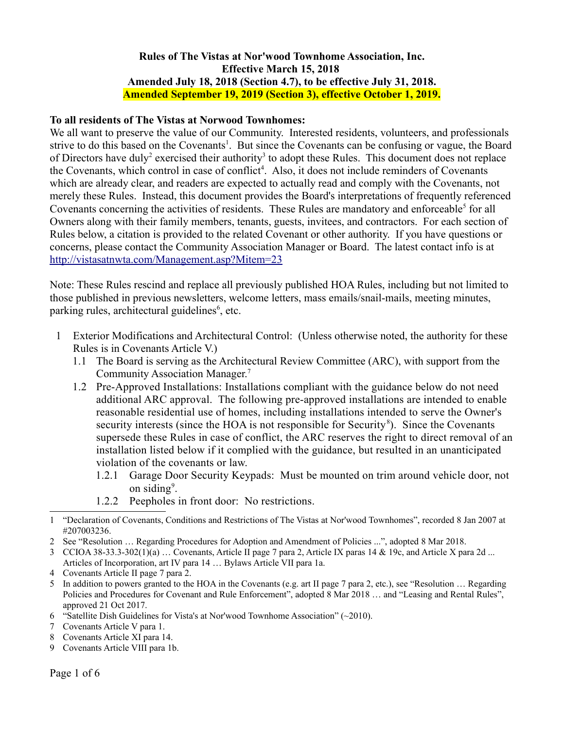**Rules of The Vistas at Nor'wood Townhome Association, Inc.**
**Effective March 15, 2018**
**Amended July 18, 2018 (Section 4.7), to be effective July 31, 2018.**
**Amended September 19, 2019 (Section 3), effective October 1, 2019.**

**To all residents of The Vistas at Norwood Townhomes:**

We all want to preserve the value of our Community. Interested residents, volunteers, and professionals strive to do this based on the Covenants[1]. But since the Covenants can be confusing or vague, the Board of Directors have duly[2] exercised their authority[3] to adopt these Rules. This document does not replace the Covenants, which control in case of conflict[4]. Also, it does not include reminders of Covenants which are already clear, and readers are expected to actually read and comply with the Covenants, not merely these Rules. Instead, this document provides the Board's interpretations of frequently referenced Covenants concerning the activities of residents. These Rules are mandatory and enforceable[5] for all Owners along with their family members, tenants, guests, invitees, and contractors. For each section of Rules below, a citation is provided to the related Covenant or other authority. If you have questions or concerns, please contact the Community Association Manager or Board. The latest contact info is at http://vistasatnwta.com/Management.asp?Mitem=23

Note: These Rules rescind and replace all previously published HOA Rules, including but not limited to those published in previous newsletters, welcome letters, mass emails/snail-mails, meeting minutes, parking rules, architectural guidelines[6], etc.

1 Exterior Modifications and Architectural Control: (Unless otherwise noted, the authority for these Rules is in Covenants Article V.)

1.1 The Board is serving as the Architectural Review Committee (ARC), with support from the Community Association Manager.[7]

1.2 Pre-Approved Installations: Installations compliant with the guidance below do not need additional ARC approval. The following pre-approved installations are intended to enable reasonable residential use of homes, including installations intended to serve the Owner's security interests (since the HOA is not responsible for Security[8]). Since the Covenants supersede these Rules in case of conflict, the ARC reserves the right to direct removal of an installation listed below if it complied with the guidance, but resulted in an unanticipated violation of the covenants or law.

1.2.1 Garage Door Security Keypads: Must be mounted on trim around vehicle door, not on siding[9].

1.2.2 Peepholes in front door: No restrictions.

---

1 "Declaration of Covenants, Conditions and Restrictions of The Vistas at Nor'wood Townhomes", recorded 8 Jan 2007 at #207003236.

2 See "Resolution … Regarding Procedures for Adoption and Amendment of Policies ...", adopted 8 Mar 2018.

3 CCIOA 38-33.3-302(1)(a) … Covenants, Article II page 7 para 2, Article IX paras 14 & 19c, and Article X para 2d ... Articles of Incorporation, art IV para 14 … Bylaws Article VII para 1a.

4 Covenants Article II page 7 para 2.

5 In addition to powers granted to the HOA in the Covenants (e.g. art II page 7 para 2, etc.), see "Resolution … Regarding Policies and Procedures for Covenant and Rule Enforcement", adopted 8 Mar 2018 … and "Leasing and Rental Rules", approved 21 Oct 2017.

6 "Satellite Dish Guidelines for Vista's at Nor'wood Townhome Association" (~2010).

7 Covenants Article V para 1.

8 Covenants Article XI para 14.

9 Covenants Article VIII para 1b.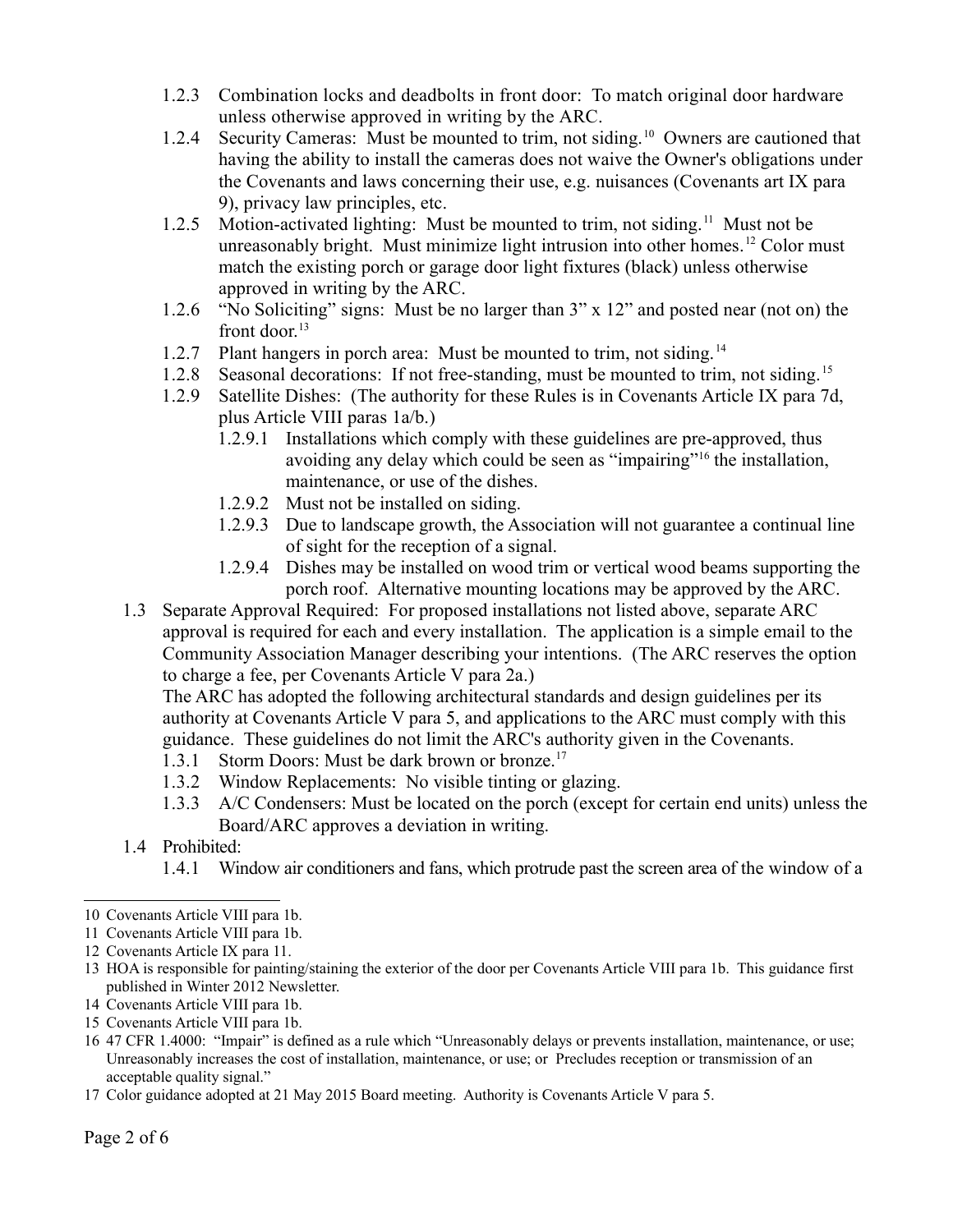- 1.2.3 Combination locks and deadbolts in front door: To match original door hardware unless otherwise approved in writing by the ARC.
- 1.2.4 Security Cameras: Must be mounted to trim, not siding.[10] Owners are cautioned that having the ability to install the cameras does not waive the Owner's obligations under the Covenants and laws concerning their use, e.g. nuisances (Covenants art IX para 9), privacy law principles, etc.
- 1.2.5 Motion-activated lighting: Must be mounted to trim, not siding.[11] Must not be unreasonably bright. Must minimize light intrusion into other homes.[12] Color must match the existing porch or garage door light fixtures (black) unless otherwise approved in writing by the ARC.
- 1.2.6 "No Soliciting" signs: Must be no larger than 3" x 12" and posted near (not on) the front door.[13]
- 1.2.7 Plant hangers in porch area: Must be mounted to trim, not siding.[14]
- 1.2.8 Seasonal decorations: If not free-standing, must be mounted to trim, not siding.[15]
- 1.2.9 Satellite Dishes: (The authority for these Rules is in Covenants Article IX para 7d, plus Article VIII paras 1a/b.)
  - 1.2.9.1 Installations which comply with these guidelines are pre-approved, thus avoiding any delay which could be seen as "impairing"[16] the installation, maintenance, or use of the dishes.
  - 1.2.9.2 Must not be installed on siding.
  - 1.2.9.3 Due to landscape growth, the Association will not guarantee a continual line of sight for the reception of a signal.
  - 1.2.9.4 Dishes may be installed on wood trim or vertical wood beams supporting the porch roof. Alternative mounting locations may be approved by the ARC.

1.3 Separate Approval Required: For proposed installations not listed above, separate ARC approval is required for each and every installation. The application is a simple email to the Community Association Manager describing your intentions. (The ARC reserves the option to charge a fee, per Covenants Article V para 2a.)

The ARC has adopted the following architectural standards and design guidelines per its authority at Covenants Article V para 5, and applications to the ARC must comply with this guidance. These guidelines do not limit the ARC's authority given in the Covenants.

- 1.3.1 Storm Doors: Must be dark brown or bronze.[17]
- 1.3.2 Window Replacements: No visible tinting or glazing.
- 1.3.3 A/C Condensers: Must be located on the porch (except for certain end units) unless the Board/ARC approves a deviation in writing.

1.4 Prohibited:

- 1.4.1 Window air conditioners and fans, which protrude past the screen area of the window of a

---

10 Covenants Article VIII para 1b.

11 Covenants Article VIII para 1b.

12 Covenants Article IX para 11.

13 HOA is responsible for painting/staining the exterior of the door per Covenants Article VIII para 1b. This guidance first published in Winter 2012 Newsletter.

14 Covenants Article VIII para 1b.

15 Covenants Article VIII para 1b.

16 47 CFR 1.4000: "Impair" is defined as a rule which "Unreasonably delays or prevents installation, maintenance, or use; Unreasonably increases the cost of installation, maintenance, or use; or Precludes reception or transmission of an acceptable quality signal."

17 Color guidance adopted at 21 May 2015 Board meeting. Authority is Covenants Article V para 5.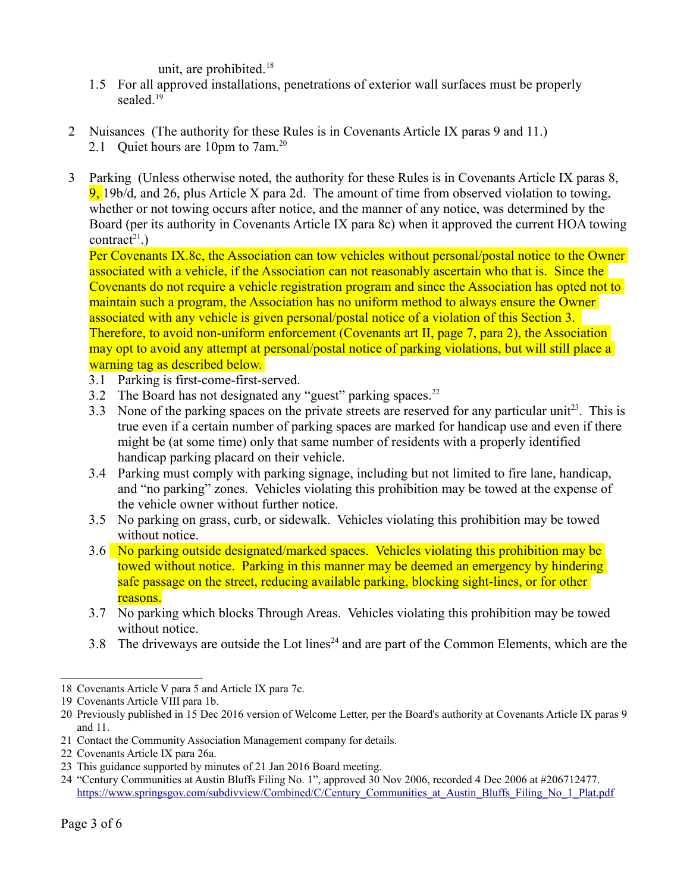unit, are prohibited.[18]

1.5 For all approved installations, penetrations of exterior wall surfaces must be properly sealed.[19]

2 Nuisances (The authority for these Rules is in Covenants Article IX paras 9 and 11.)

2.1 Quiet hours are 10pm to 7am.[20]

3 Parking (Unless otherwise noted, the authority for these Rules is in Covenants Article IX paras 8, 9, 19b/d, and 26, plus Article X para 2d. The amount of time from observed violation to towing, whether or not towing occurs after notice, and the manner of any notice, was determined by the Board (per its authority in Covenants Article IX para 8c) when it approved the current HOA towing contract[21].)

Per Covenants IX.8c, the Association can tow vehicles without personal/postal notice to the Owner associated with a vehicle, if the Association can not reasonably ascertain who that is. Since the Covenants do not require a vehicle registration program and since the Association has opted not to maintain such a program, the Association has no uniform method to always ensure the Owner associated with any vehicle is given personal/postal notice of a violation of this Section 3. Therefore, to avoid non-uniform enforcement (Covenants art II, page 7, para 2), the Association may opt to avoid any attempt at personal/postal notice of parking violations, but will still place a warning tag as described below.

3.1 Parking is first-come-first-served.

3.2 The Board has not designated any "guest" parking spaces.[22]

3.3 None of the parking spaces on the private streets are reserved for any particular unit[23]. This is true even if a certain number of parking spaces are marked for handicap use and even if there might be (at some time) only that same number of residents with a properly identified handicap parking placard on their vehicle.

3.4 Parking must comply with parking signage, including but not limited to fire lane, handicap, and "no parking" zones. Vehicles violating this prohibition may be towed at the expense of the vehicle owner without further notice.

3.5 No parking on grass, curb, or sidewalk. Vehicles violating this prohibition may be towed without notice.

3.6 No parking outside designated/marked spaces. Vehicles violating this prohibition may be towed without notice. Parking in this manner may be deemed an emergency by hindering safe passage on the street, reducing available parking, blocking sight-lines, or for other reasons.

3.7 No parking which blocks Through Areas. Vehicles violating this prohibition may be towed without notice.

3.8 The driveways are outside the Lot lines[24] and are part of the Common Elements, which are the

---

18 Covenants Article V para 5 and Article IX para 7c.

19 Covenants Article VIII para 1b.

20 Previously published in 15 Dec 2016 version of Welcome Letter, per the Board's authority at Covenants Article IX paras 9 and 11.

21 Contact the Community Association Management company for details.

22 Covenants Article IX para 26a.

23 This guidance supported by minutes of 21 Jan 2016 Board meeting.

24 "Century Communities at Austin Bluffs Filing No. 1", approved 30 Nov 2006, recorded 4 Dec 2006 at #206712477. https://www.springsgov.com/subdivview/Combined/C/Century_Communities_at_Austin_Bluffs_Filing_No_1_Plat.pdf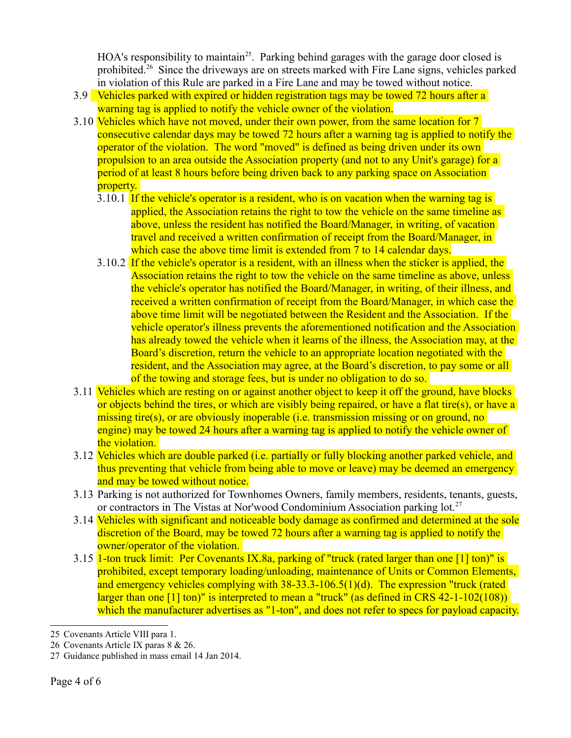HOA's responsibility to maintain[25]. Parking behind garages with the garage door closed is prohibited.[26] Since the driveways are on streets marked with Fire Lane signs, vehicles parked in violation of this Rule are parked in a Fire Lane and may be towed without notice.

3.9 Vehicles parked with expired or hidden registration tags may be towed 72 hours after a warning tag is applied to notify the vehicle owner of the violation.

3.10 Vehicles which have not moved, under their own power, from the same location for 7 consecutive calendar days may be towed 72 hours after a warning tag is applied to notify the operator of the violation. The word "moved" is defined as being driven under its own propulsion to an area outside the Association property (and not to any Unit's garage) for a period of at least 8 hours before being driven back to any parking space on Association property.

3.10.1 If the vehicle's operator is a resident, who is on vacation when the warning tag is applied, the Association retains the right to tow the vehicle on the same timeline as above, unless the resident has notified the Board/Manager, in writing, of vacation travel and received a written confirmation of receipt from the Board/Manager, in which case the above time limit is extended from 7 to 14 calendar days.

3.10.2 If the vehicle's operator is a resident, with an illness when the sticker is applied, the Association retains the right to tow the vehicle on the same timeline as above, unless the vehicle's operator has notified the Board/Manager, in writing, of their illness, and received a written confirmation of receipt from the Board/Manager, in which case the above time limit will be negotiated between the Resident and the Association. If the vehicle operator's illness prevents the aforementioned notification and the Association has already towed the vehicle when it learns of the illness, the Association may, at the Board's discretion, return the vehicle to an appropriate location negotiated with the resident, and the Association may agree, at the Board's discretion, to pay some or all of the towing and storage fees, but is under no obligation to do so.

3.11 Vehicles which are resting on or against another object to keep it off the ground, have blocks or objects behind the tires, or which are visibly being repaired, or have a flat tire(s), or have a missing tire(s), or are obviously inoperable (i.e. transmission missing or on ground, no engine) may be towed 24 hours after a warning tag is applied to notify the vehicle owner of the violation.

3.12 Vehicles which are double parked (i.e. partially or fully blocking another parked vehicle, and thus preventing that vehicle from being able to move or leave) may be deemed an emergency and may be towed without notice.

3.13 Parking is not authorized for Townhomes Owners, family members, residents, tenants, guests, or contractors in The Vistas at Nor'wood Condominium Association parking lot.[27]

3.14 Vehicles with significant and noticeable body damage as confirmed and determined at the sole discretion of the Board, may be towed 72 hours after a warning tag is applied to notify the owner/operator of the violation.

3.15 1-ton truck limit: Per Covenants IX.8a, parking of "truck (rated larger than one [1] ton)" is prohibited, except temporary loading/unloading, maintenance of Units or Common Elements, and emergency vehicles complying with 38-33.3-106.5(1)(d). The expression "truck (rated larger than one [1] ton)" is interpreted to mean a "truck" (as defined in CRS 42-1-102(108)) which the manufacturer advertises as "1-ton", and does not refer to specs for payload capacity.

---

25 Covenants Article VIII para 1.

26 Covenants Article IX paras 8 & 26.

27 Guidance published in mass email 14 Jan 2014.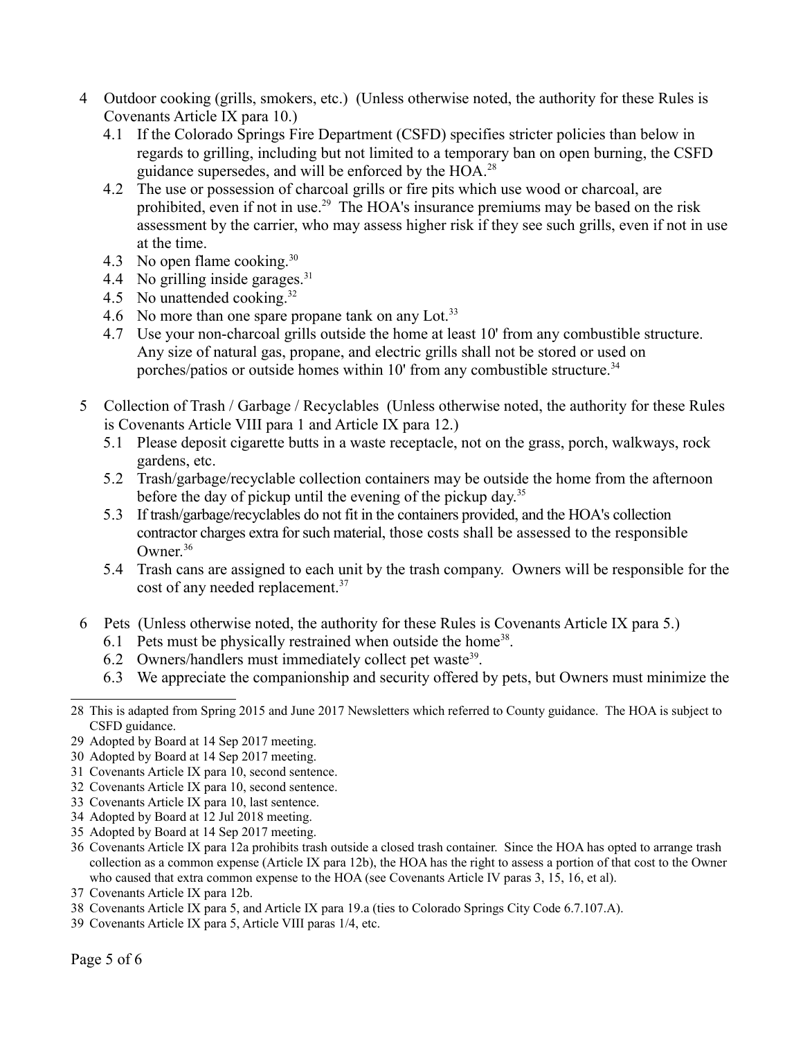4 Outdoor cooking (grills, smokers, etc.) (Unless otherwise noted, the authority for these Rules is Covenants Article IX para 10.)

   4.1 If the Colorado Springs Fire Department (CSFD) specifies stricter policies than below in regards to grilling, including but not limited to a temporary ban on open burning, the CSFD guidance supersedes, and will be enforced by the HOA.[28]

   4.2 The use or possession of charcoal grills or fire pits which use wood or charcoal, are prohibited, even if not in use.[29] The HOA's insurance premiums may be based on the risk assessment by the carrier, who may assess higher risk if they see such grills, even if not in use at the time.

   4.3 No open flame cooking.[30]

   4.4 No grilling inside garages.[31]

   4.5 No unattended cooking.[32]

   4.6 No more than one spare propane tank on any Lot.[33]

   4.7 Use your non-charcoal grills outside the home at least 10' from any combustible structure. Any size of natural gas, propane, and electric grills shall not be stored or used on porches/patios or outside homes within 10' from any combustible structure.[34]

5 Collection of Trash / Garbage / Recyclables (Unless otherwise noted, the authority for these Rules is Covenants Article VIII para 1 and Article IX para 12.)

   5.1 Please deposit cigarette butts in a waste receptacle, not on the grass, porch, walkways, rock gardens, etc.

   5.2 Trash/garbage/recyclable collection containers may be outside the home from the afternoon before the day of pickup until the evening of the pickup day.[35]

   5.3 If trash/garbage/recyclables do not fit in the containers provided, and the HOA's collection contractor charges extra for such material, those costs shall be assessed to the responsible Owner.[36]

   5.4 Trash cans are assigned to each unit by the trash company. Owners will be responsible for the cost of any needed replacement.[37]

6 Pets (Unless otherwise noted, the authority for these Rules is Covenants Article IX para 5.)

   6.1 Pets must be physically restrained when outside the home[38].

   6.2 Owners/handlers must immediately collect pet waste[39].

   6.3 We appreciate the companionship and security offered by pets, but Owners must minimize the

---

28 This is adapted from Spring 2015 and June 2017 Newsletters which referred to County guidance. The HOA is subject to CSFD guidance.

29 Adopted by Board at 14 Sep 2017 meeting.

30 Adopted by Board at 14 Sep 2017 meeting.

31 Covenants Article IX para 10, second sentence.

32 Covenants Article IX para 10, second sentence.

33 Covenants Article IX para 10, last sentence.

34 Adopted by Board at 12 Jul 2018 meeting.

35 Adopted by Board at 14 Sep 2017 meeting.

36 Covenants Article IX para 12a prohibits trash outside a closed trash container. Since the HOA has opted to arrange trash collection as a common expense (Article IX para 12b), the HOA has the right to assess a portion of that cost to the Owner who caused that extra common expense to the HOA (see Covenants Article IV paras 3, 15, 16, et al).

37 Covenants Article IX para 12b.

38 Covenants Article IX para 5, and Article IX para 19.a (ties to Colorado Springs City Code 6.7.107.A).

39 Covenants Article IX para 5, Article VIII paras 1/4, etc.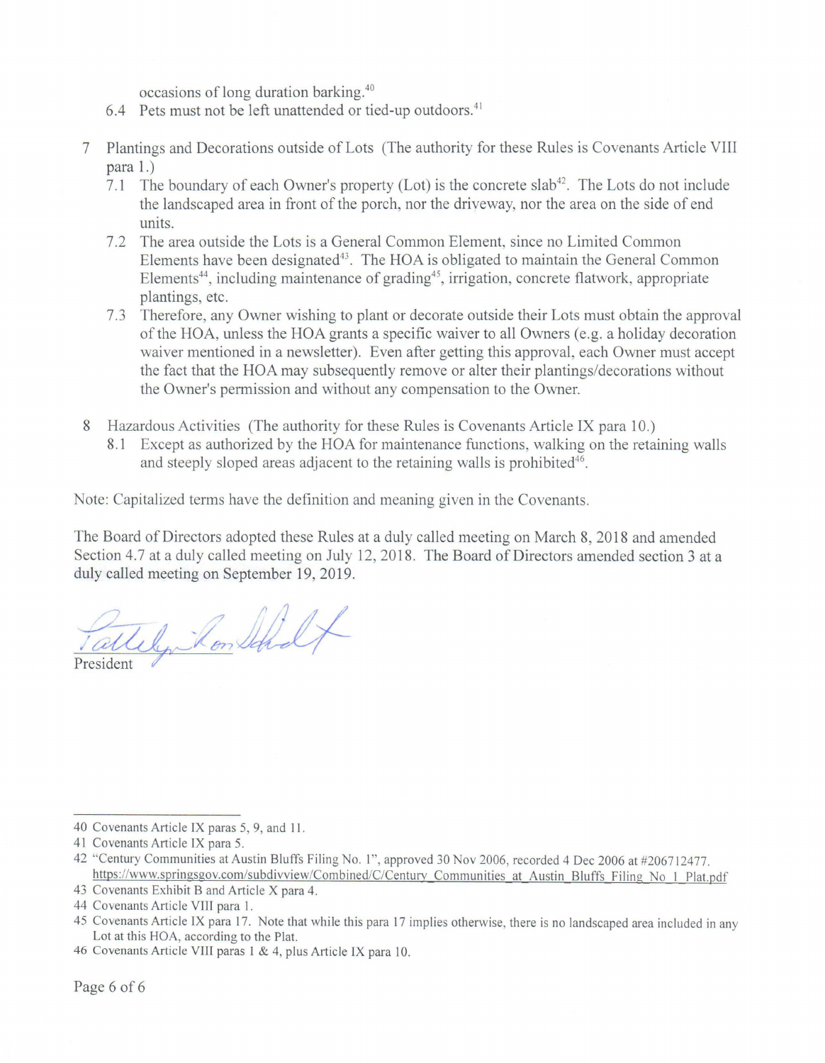occasions of long duration barking.[40]

6.4 Pets must not be left unattended or tied-up outdoors.[41]

7 Plantings and Decorations outside of Lots (The authority for these Rules is Covenants Article VIII para 1.)

7.1 The boundary of each Owner's property (Lot) is the concrete slab[42]. The Lots do not include the landscaped area in front of the porch, nor the driveway, nor the area on the side of end units.

7.2 The area outside the Lots is a General Common Element, since no Limited Common Elements have been designated[43]. The HOA is obligated to maintain the General Common Elements[44], including maintenance of grading[45], irrigation, concrete flatwork, appropriate plantings, etc.

7.3 Therefore, any Owner wishing to plant or decorate outside their Lots must obtain the approval of the HOA, unless the HOA grants a specific waiver to all Owners (e.g. a holiday decoration waiver mentioned in a newsletter). Even after getting this approval, each Owner must accept the fact that the HOA may subsequently remove or alter their plantings/decorations without the Owner's permission and without any compensation to the Owner.

8 Hazardous Activities (The authority for these Rules is Covenants Article IX para 10.)

8.1 Except as authorized by the HOA for maintenance functions, walking on the retaining walls and steeply sloped areas adjacent to the retaining walls is prohibited[46].

Note: Capitalized terms have the definition and meaning given in the Covenants.

The Board of Directors adopted these Rules at a duly called meeting on March 8, 2018 and amended Section 4.7 at a duly called meeting on July 12, 2018. The Board of Directors amended section 3 at a duly called meeting on September 19, 2019.

President

---

40 Covenants Article IX paras 5, 9, and 11.

41 Covenants Article IX para 5.

42 "Century Communities at Austin Bluffs Filing No. 1", approved 30 Nov 2006, recorded 4 Dec 2006 at #206712477. https://www.springsgov.com/subdivview/Combined/C/Century_Communities_at_Austin_Bluffs_Filing_No_1_Plat.pdf

43 Covenants Exhibit B and Article X para 4.

44 Covenants Article VIII para 1.

45 Covenants Article IX para 17. Note that while this para 17 implies otherwise, there is no landscaped area included in any Lot at this HOA, according to the Plat.

46 Covenants Article VIII paras 1 & 4, plus Article IX para 10.